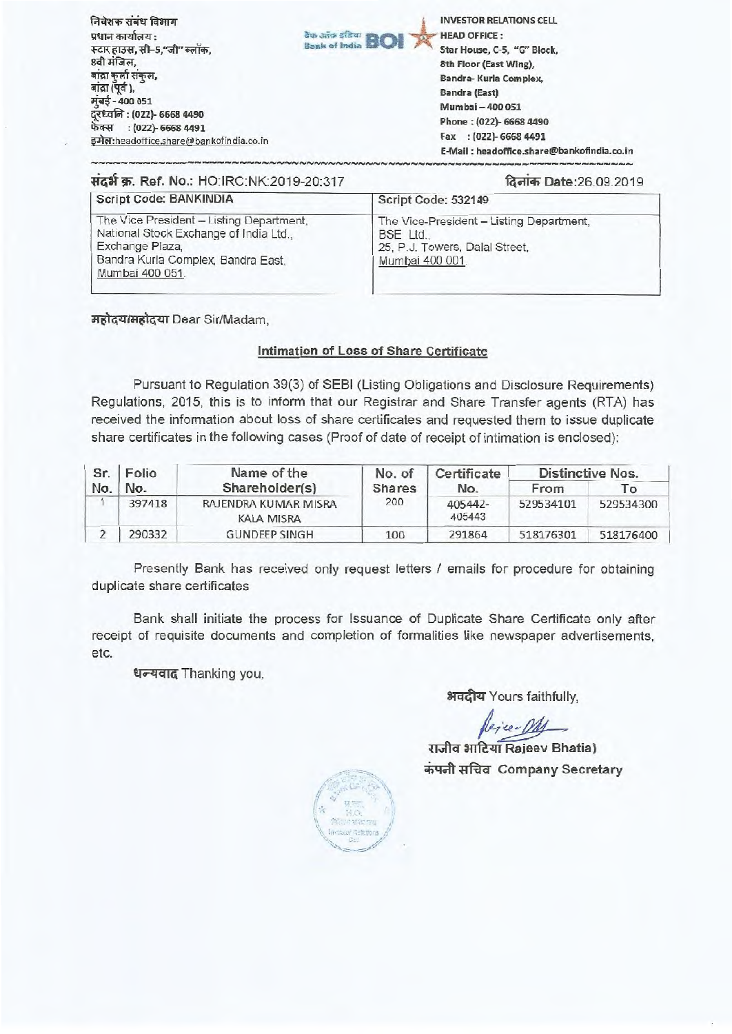निवेशक संबंध विभाग
प्रधान कार्यालय :
स्टार हाउस, सी-5,"जी" ब्लॉक,
8वी मंजिल,
बांद्रा कुर्ला संकुल,
बांद्रा (पूर्व),
मुंबई - 400 051
दूरध्वनि : (022)- 6668 4490
फेक्स : (022)- 6668 4491
इमेल:headoffice.share@bankofindia.co.in

बैंक ऑफ इंडिया Bank of India BOI

INVESTOR RELATIONS CELL
HEAD OFFICE :
Star House, C-5, "G" Block,
8th Floor (East Wing),
Bandra- Kurla Complex,
Bandra (East)
Mumbai – 400 051
Phone : (022)- 6668 4490
Fax : (022)- 6668 4491
E-Mail : headoffice.share@bankofindia.co.in

संदर्भ क्र. Ref. No.: HO:IRC:NK:2019-20:317

दिनांक Date:26.09.2019

| Script Code: BANKINDIA | Script Code: 532149 |
|---|---|
| The Vice President – Listing Department, National Stock Exchange of India Ltd., Exchange Plaza, Bandra Kurla Complex, Bandra East, Mumbai 400 051. | The Vice-President – Listing Department, BSE Ltd., 25, P.J. Towers, Dalal Street, Mumbai 400 001 |

महोदय/महोदया Dear Sir/Madam,

**Intimation of Loss of Share Certificate**

Pursuant to Regulation 39(3) of SEBI (Listing Obligations and Disclosure Requirements) Regulations, 2015, this is to inform that our Registrar and Share Transfer agents (RTA) has received the information about loss of share certificates and requested them to issue duplicate share certificates in the following cases (Proof of date of receipt of intimation is enclosed):

| Sr. No. | Folio No. | Name of the Shareholder(s) | No. of Shares | Certificate No. | Distinctive Nos. | |
|---|---|---|---|---|---|---|
| | | | | | From | To |
| 1 | 397418 | RAJENDRA KUMAR MISRA KALA MISRA | 200 | 405442-405443 | 529534101 | 529534300 |
| 2 | 290332 | GUNDEEP SINGH | 100 | 291864 | 518176301 | 518176400 |

Presently Bank has received only request letters / emails for procedure for obtaining duplicate share certificates

Bank shall initiate the process for Issuance of Duplicate Share Certificate only after receipt of requisite documents and completion of formalities like newspaper advertisements, etc.

धन्यवाद Thanking you,

भवदीय Yours faithfully,

राजीव भाटिया Rajeev Bhatia)
कंपनी सचिव Company Secretary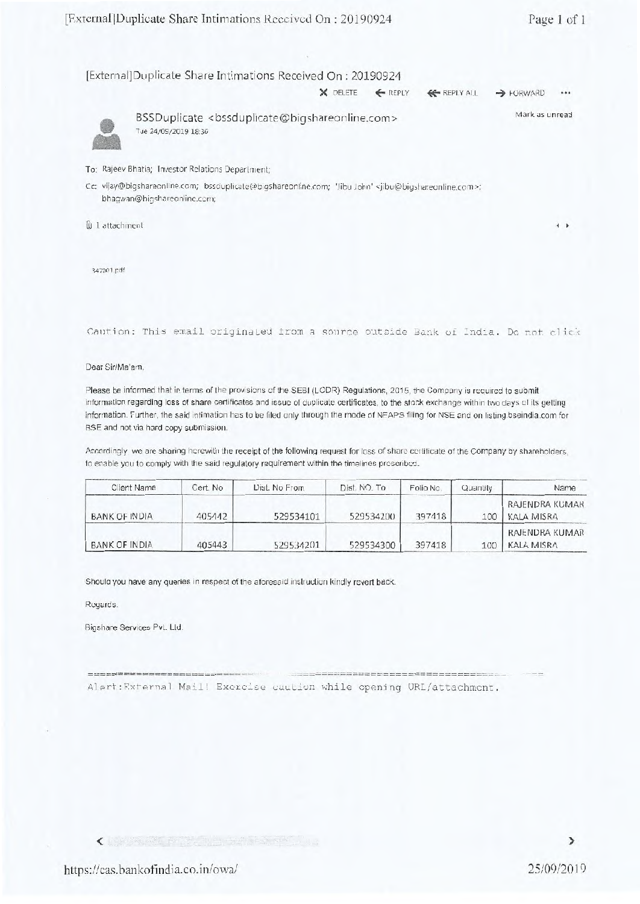# [External]Duplicate Share Intimations Received On : 20190924

BSSDuplicate <bssduplicate@bigshareonline.com>
Tue 24/09/2019 18:36

To: Rajeev Bhatia; Investor Relations Department;

Cc: vijay@bigshareonline.com; bssduplicate@bigshareonline.com; 'Jibu John' <jibu@bigshareonline.com>; bhagwan@bigshareonline.com;

1 attachment

347001.pdf

Caution: This email originated from a source outside Bank of India. Do not click

Dear Sir/Ma'am,

Please be informed that in terms of the provisions of the SEBI (LODR) Regulations, 2015, the Company is required to submit information regarding loss of share certificates and issue of duplicate certificates, to the stock exchange within two days of its getting information. Further, the said intimation has to be filed only through the mode of NEAPS filing for NSE and on listing.bseindia.com for BSE and not via hard copy submission.

Accordingly, we are sharing herewith the receipt of the following request for loss of share certificate of the Company by shareholders, to enable you to comply with the said regulatory requirement within the timelines prescribed.

| Client Name | Cert. No | Dist. No From | Dist. NO. To | Folio No. | Quantity | Name |
|---|---|---|---|---|---|---|
| BANK OF INDIA | 405442 | 529534101 | 529534200 | 397418 | 100 | RAJENDRA KUMAR KALA MISRA |
| BANK OF INDIA | 405443 | 529534201 | 529534300 | 397418 | 100 | RAJENDRA KUMAR KALA MISRA |

Should you have any queries in respect of the aforesaid instruction kindly revert back.

Regards,

Bigshare Services Pvt. Ltd.

Alert:External Mail! Exercise caution while opening URL/attachment.

https://cas.bankofindia.co.in/owa/

25/09/2019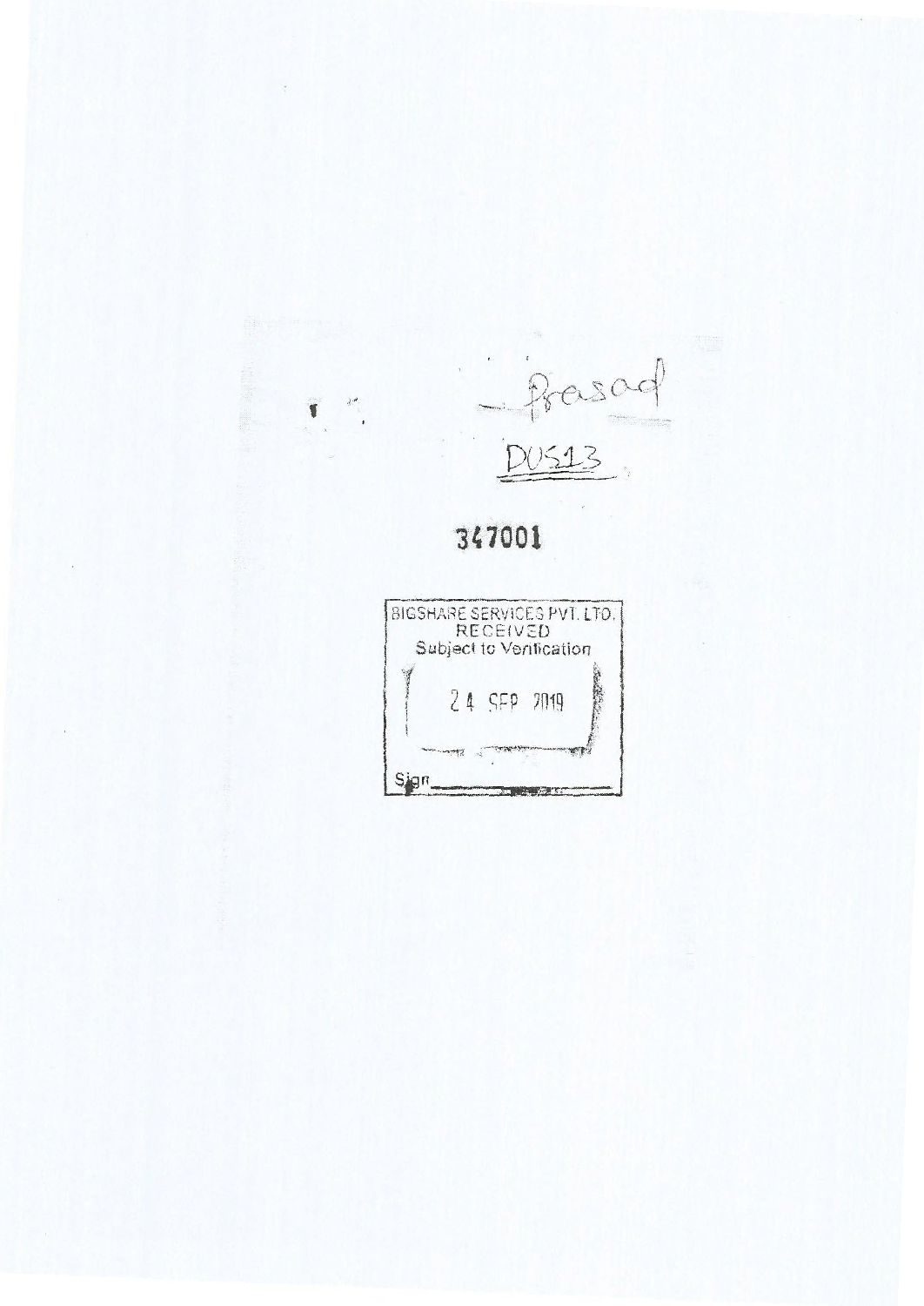Prasad

DUS13

347001

BIGSHARE SERVICES PVT. LTD.
RECEIVED
Subject to Verification

24 SEP 2019

Sign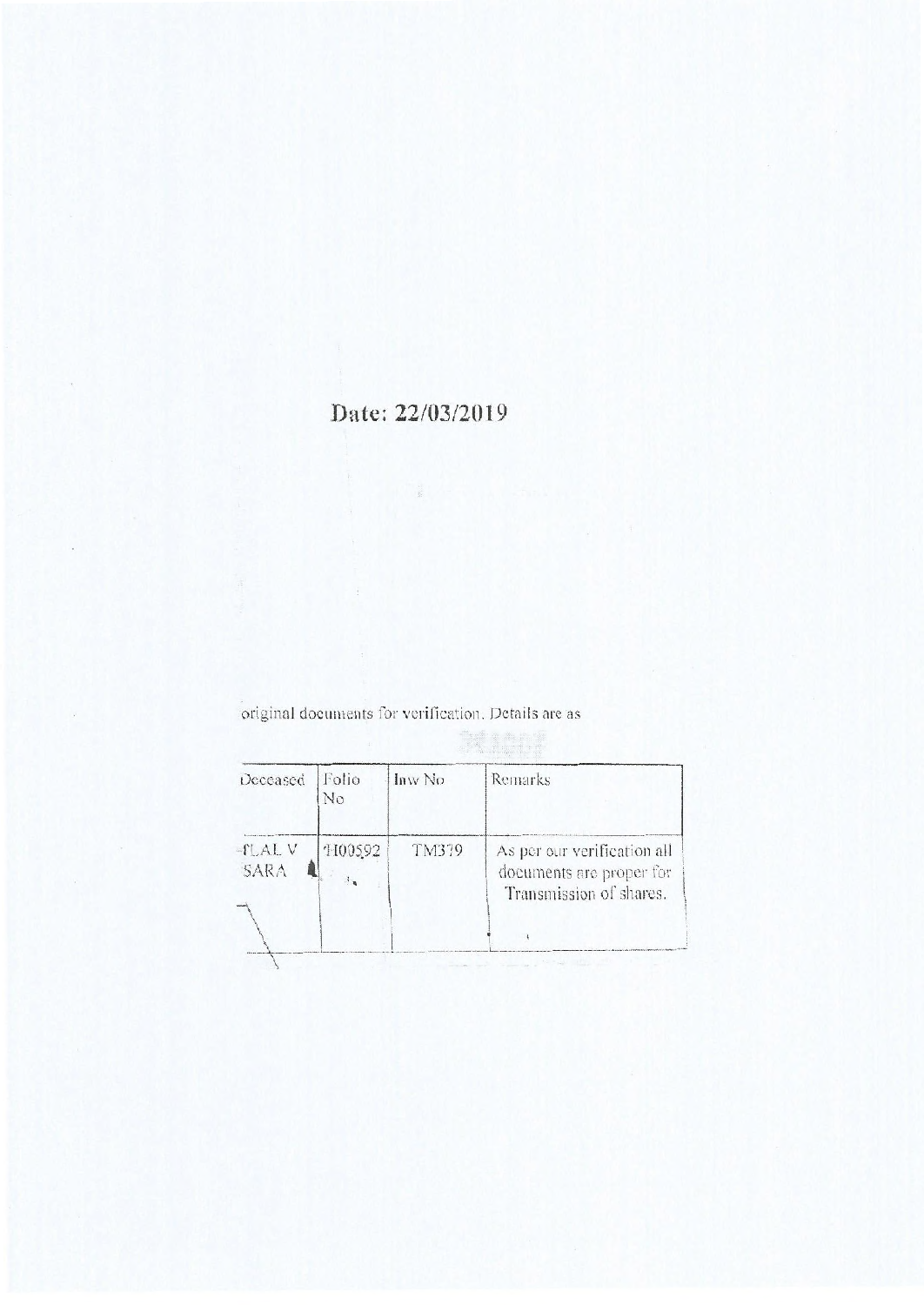Date: 22/03/2019

original documents for verification. Details are as

| Deceased | Folio No | Inw No | Remarks |
|---|---|---|---|
| fLAL V SARA | H00592 | TM379 | As per our verification all documents are proper for Transmission of shares. |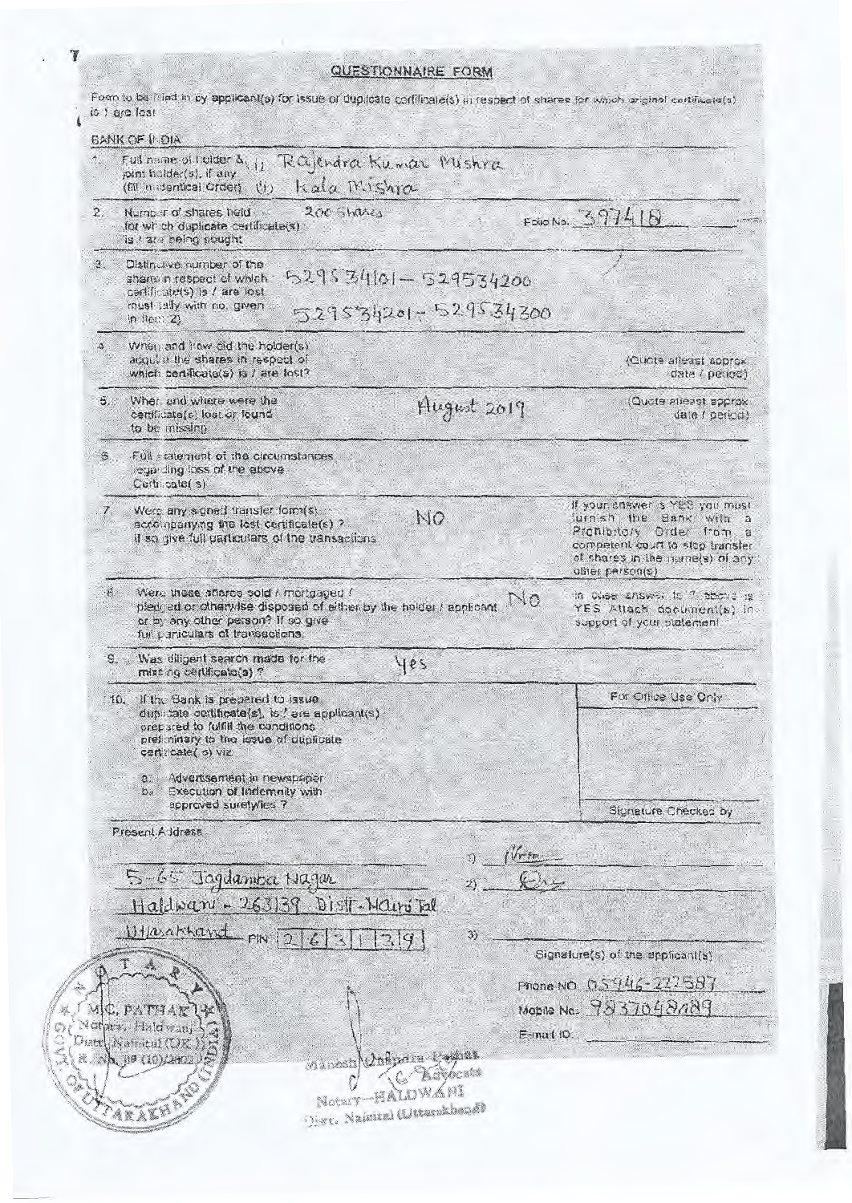# QUESTIONNAIRE FORM

Form to be filled in by applicant(s) for issue of duplicate certificate(s) in respect of shares for which original certificate(s) is / are lost

BANK OF INDIA

| | | | |
|---|---|---|---|
| 1. | Full name of holder & joint holder(s), if any (fill in identical Order) | (i) Rajendra Kumar Mishra (ii) Kala Mishra | |
| 2. | Number of shares held for which duplicate certificate(s) is / are being sought | 200 Shares | Folio No. 397418 |
| 3. | Distinctive number of the share in respect of which certificate(s) is / are lost must tally with no. given in item 2) | 529534101 – 529534200<br>529534201 – 529534300 | |
| 4. | When and how did the holder(s) acquire the shares in respect of which certificate(s) is / are lost? | | (Quote atleast approx date / period) |
| 5. | When and where were the certificate(s) lost or found to be missing | August 2019 | (Quote atleast approx date / period) |
| 6. | Full statement of the circumstances regarding loss of the above Certificate(s) | | |
| 7. | Were any signed transfer form(s) accompanying the lost certificate(s)? If so give full particulars of the transactions | NO | If your answer is YES you must furnish the Bank with a Prohibitory Order from a competent court to stop transfer of shares in the name(s) of any other person(s) |
| 8. | Were these shares sold / mortgaged / pledged or otherwise disposed of either by the holder / applicant or by any other person? If so give full particulars of transactions. | No | In case answer to 7 above is YES Attach document(s) in support of your statement |
| 9. | Was diligent search made for the missing certificate(s)? | Yes | |
| 10. | If the Bank is prepared to issue duplicate certificate(s), is / are applicant(s) prepared to fulfill the conditions preliminary to the issue of duplicate certificate(s) viz.<br>a. Advertisement in newspaper<br>b. Execution of Indemnity with approved surety/ies? | | For Office Use Only<br><br>Signature Checked by |

Present Address

S-65 Jagdamba Nagar
Haldwani - 263139 Distt - Nainital
Uttarakhand PIN 263139

1) [signature]
2) [signature]
3)

Signature(s) of the applicant(s)

Phone NO. 05946-222587
Mobile No. 9837048089
E-mail ID.

[Stamp: M.C. PATHAK, Notary, Haldwani, Distt. Nainital (UK), R. No. 89 (10)/2003, GOVT. OF UTTARAKHAND (INDIA)]

Manesh Chandra Pathak
Advocate
Notary—HALDWANI
Distt. Nainital (Uttarakhand)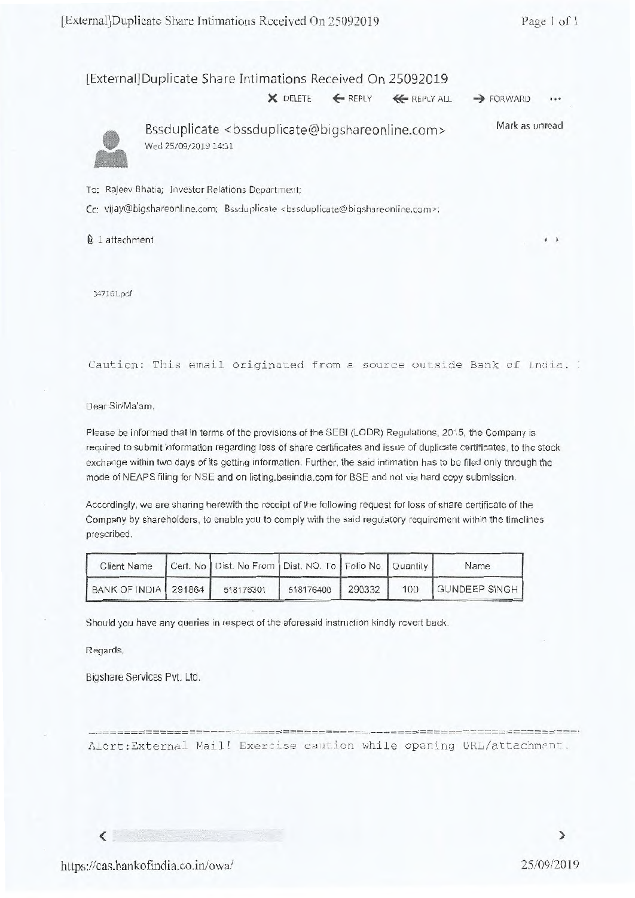## [External]Duplicate Share Intimations Received On 25092019

DELETE REPLY REPLY ALL FORWARD ...

Bssduplicate <bssduplicate@bigshareonline.com>
Wed 25/09/2019 14:31

Mark as unread

To: Rajeev Bhatia; Investor Relations Department;

Cc: vijay@bigshareonline.com; Bssduplicate <bssduplicate@bigshareonline.com>;

1 attachment

347161.pdf

Caution: This email originated from a source outside Bank of India.

Dear Sir/Ma'am,

Please be informed that in terms of the provisions of the SEBI (LODR) Regulations, 2015, the Company is required to submit information regarding loss of share certificates and issue of duplicate certificates, to the stock exchange within two days of its getting information. Further, the said intimation has to be filed only through the mode of NEAPS filing for NSE and on listing.bseindia.com for BSE and not via hard copy submission.

Accordingly, we are sharing herewith the receipt of the following request for loss of share certificate of the Company by shareholders, to enable you to comply with the said regulatory requirement within the timelines prescribed.

| Client Name | Cert. No | Dist. No From | Dist. NO. To | Folio No | Quantity | Name |
|---|---|---|---|---|---|---|
| BANK OF INDIA | 291864 | 518176301 | 518176400 | 290332 | 100 | GUNDEEP SINGH |

Should you have any queries in respect of the aforesaid instruction kindly revert back.

Regards,

Bigshare Services Pvt. Ltd.

Alert:External Mail! Exercise caution while opening URL/attachment.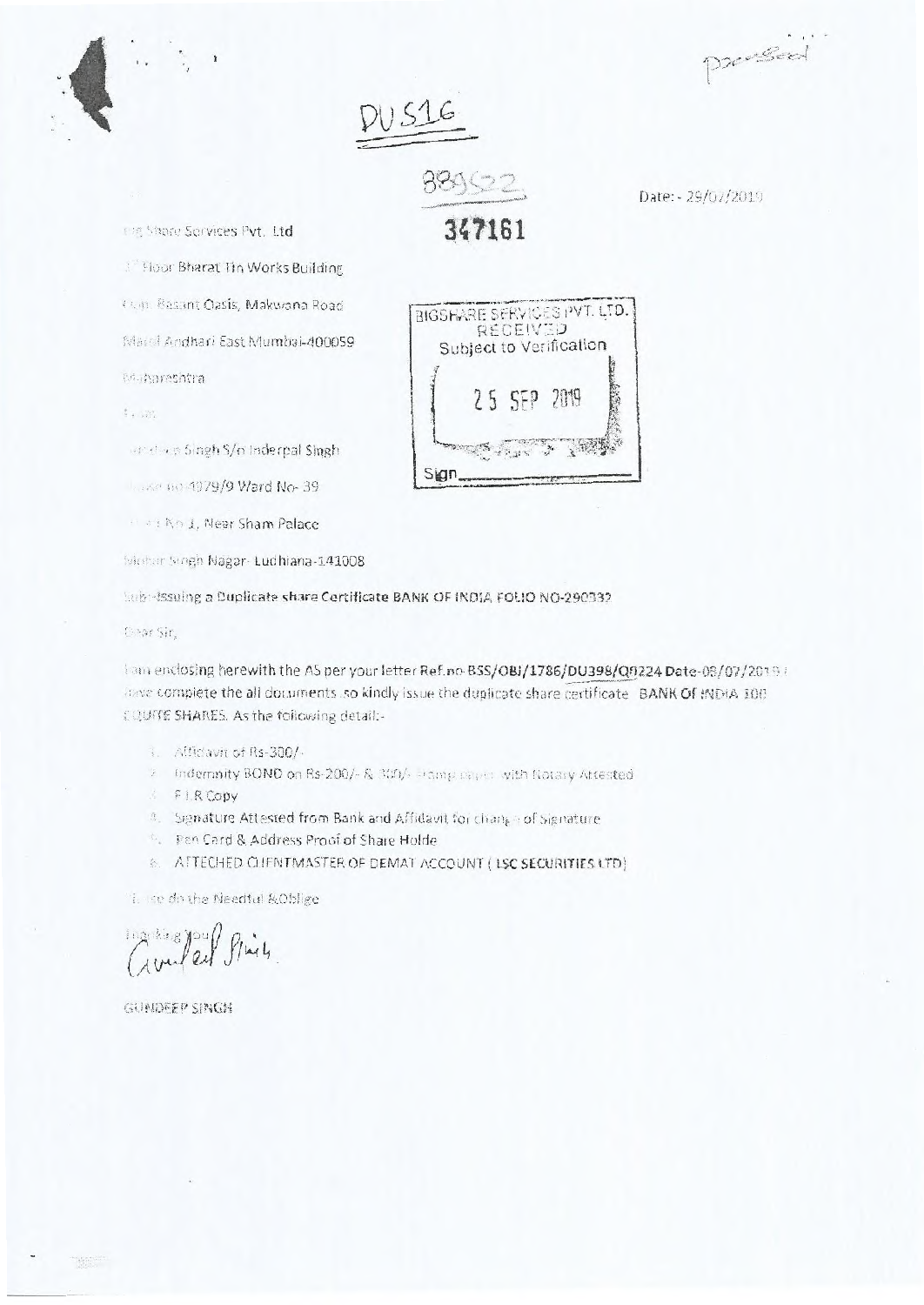Passed

DUS16

889522

347161

Date:- 29/07/2019

Big Share Services Pvt. Ltd

1st Floor Bharat Tin Works Building

Opp. Basant Oasis, Makwana Road

Marol Andheri East Mumbai-400059

Maharashtra

From

Gundeep Singh S/o Inderpal Singh

House no 4979/9 Ward No- 39

Street No 1, Near Sham Palace

Mohar Singh Nagar- Ludhiana-141008

BIGSHARE SERVICES PVT. LTD.
RECEIVED
Subject to Verification
25 SEP 2019
Sign

Sub- Issuing a Duplicate share Certificate BANK OF INDIA FOLIO NO-290332

Dear Sir,

I am enclosing herewith the AS per your letter **Ref.no-BSS/OBJ/1786/DU398/Q0224 Date-03/07/2019** I have complete the all documents so kindly issue the duplicate share certificate BANK Of INDIA 100 EQUITE SHARES. As the following detail:-

1. Affidavit of Rs-300/-
2. Indemnity BOND on Rs-200/- & 300/- Stamp paper with Notary Attested
3. F.I.R Copy
4. Signature Attested from Bank and Affidavit for change of Signature
5. Pan Card & Address Proof of Share Holde
6. ATTECHED CLIENTMASTER OF DEMAT ACCOUNT ( LSC SECURITIES LTD)

Please do the Needful &Oblige

Thanking You

Gundeep Singh

GUNDEEP SINGH